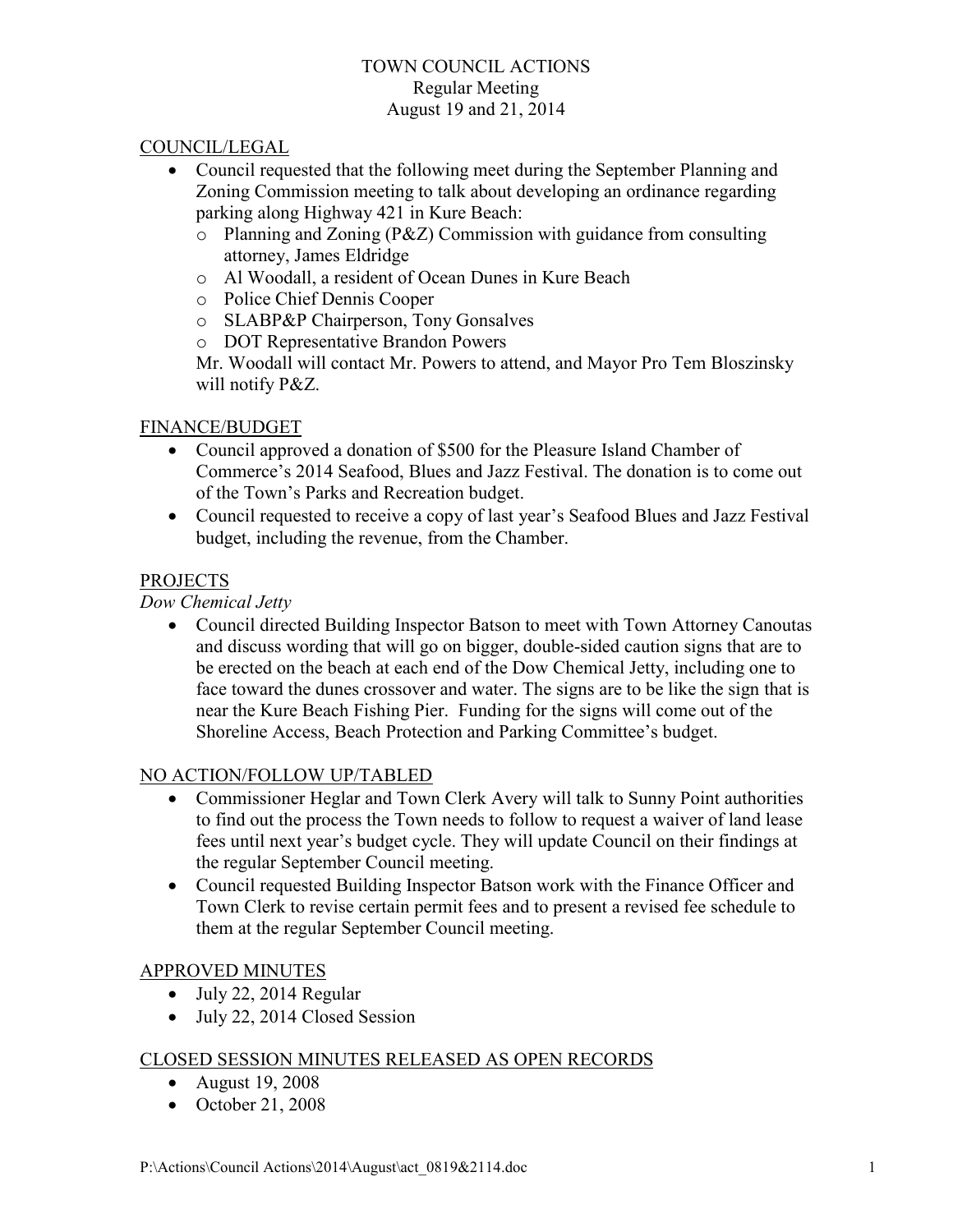# TOWN COUNCIL ACTIONS
## Regular Meeting
## August 19 and 21, 2014

### COUNCIL/LEGAL

- Council requested that the following meet during the September Planning and Zoning Commission meeting to talk about developing an ordinance regarding parking along Highway 421 in Kure Beach:
  - Planning and Zoning (P&Z) Commission with guidance from consulting attorney, James Eldridge
  - Al Woodall, a resident of Ocean Dunes in Kure Beach
  - Police Chief Dennis Cooper
  - SLABP&P Chairperson, Tony Gonsalves
  - DOT Representative Brandon Powers

  Mr. Woodall will contact Mr. Powers to attend, and Mayor Pro Tem Bloszinsky will notify P&Z.

### FINANCE/BUDGET

- Council approved a donation of $500 for the Pleasure Island Chamber of Commerce's 2014 Seafood, Blues and Jazz Festival. The donation is to come out of the Town's Parks and Recreation budget.
- Council requested to receive a copy of last year's Seafood Blues and Jazz Festival budget, including the revenue, from the Chamber.

### PROJECTS

*Dow Chemical Jetty*

- Council directed Building Inspector Batson to meet with Town Attorney Canoutas and discuss wording that will go on bigger, double-sided caution signs that are to be erected on the beach at each end of the Dow Chemical Jetty, including one to face toward the dunes crossover and water. The signs are to be like the sign that is near the Kure Beach Fishing Pier. Funding for the signs will come out of the Shoreline Access, Beach Protection and Parking Committee's budget.

### NO ACTION/FOLLOW UP/TABLED

- Commissioner Heglar and Town Clerk Avery will talk to Sunny Point authorities to find out the process the Town needs to follow to request a waiver of land lease fees until next year's budget cycle. They will update Council on their findings at the regular September Council meeting.
- Council requested Building Inspector Batson work with the Finance Officer and Town Clerk to revise certain permit fees and to present a revised fee schedule to them at the regular September Council meeting.

### APPROVED MINUTES

- July 22, 2014 Regular
- July 22, 2014 Closed Session

### CLOSED SESSION MINUTES RELEASED AS OPEN RECORDS

- August 19, 2008
- October 21, 2008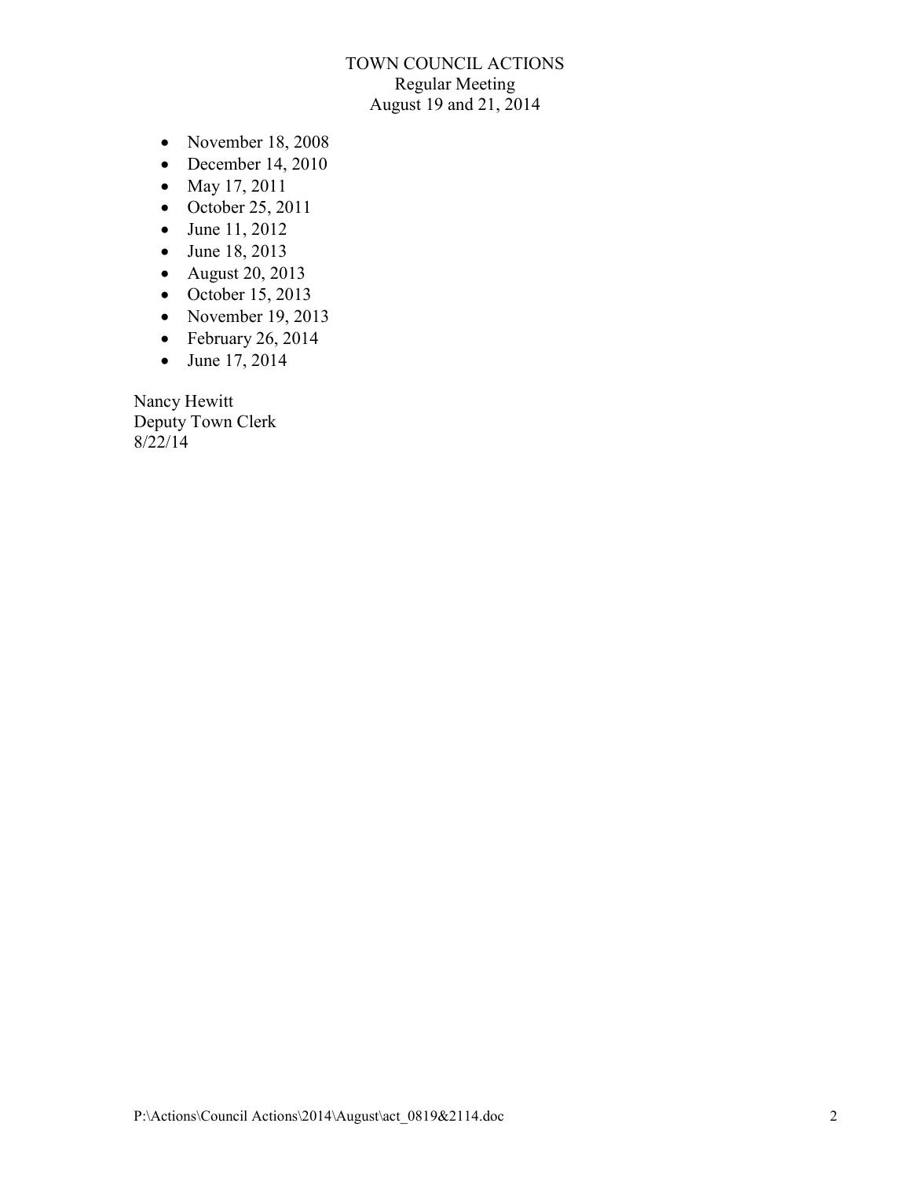- November 18, 2008
- December 14, 2010
- May 17, 2011
- October 25, 2011
- June 11, 2012
- June 18, 2013
- August 20, 2013
- October 15, 2013
- November 19, 2013
- February 26, 2014
- June 17, 2014

Nancy Hewitt
Deputy Town Clerk
8/22/14